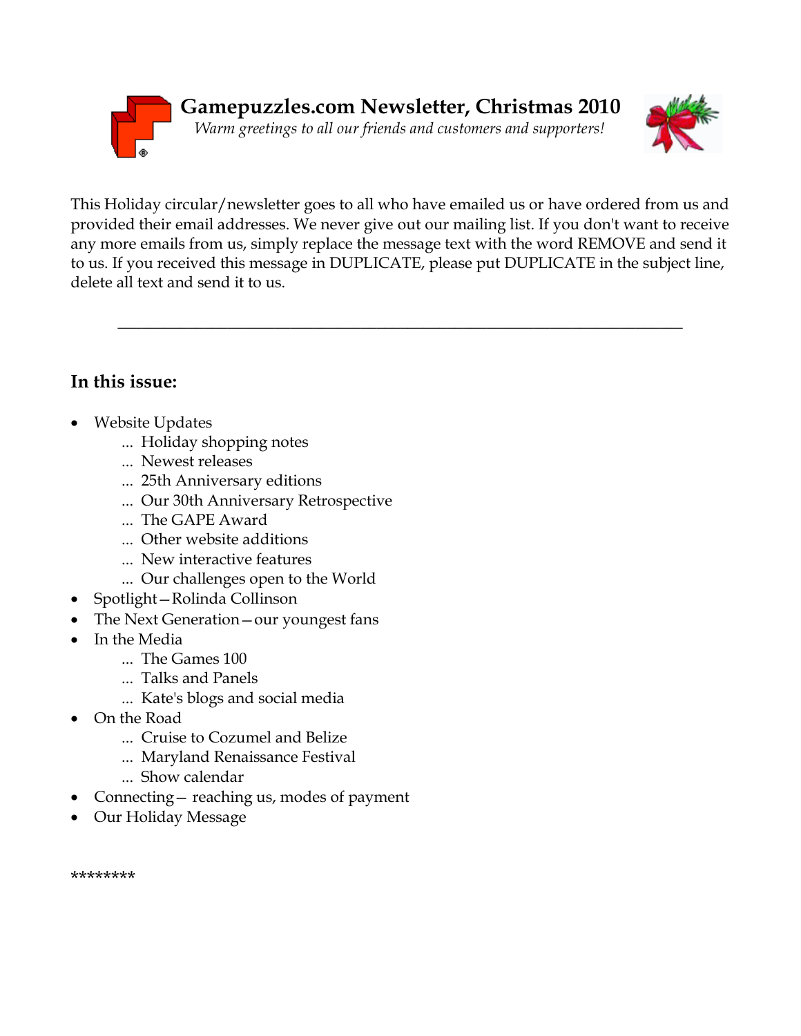# Gamepuzzles.com Newsletter, Christmas 2010

*Warm greetings to all our friends and customers and supporters!*

This Holiday circular/newsletter goes to all who have emailed us or have ordered from us and provided their email addresses. We never give out our mailing list. If you don't want to receive any more emails from us, simply replace the message text with the word REMOVE and send it to us. If you received this message in DUPLICATE, please put DUPLICATE in the subject line, delete all text and send it to us.

---

## In this issue:

- Website Updates
  - ... Holiday shopping notes
  - ... Newest releases
  - ... 25th Anniversary editions
  - ... Our 30th Anniversary Retrospective
  - ... The GAPE Award
  - ... Other website additions
  - ... New interactive features
  - ... Our challenges open to the World
- Spotlight—Rolinda Collinson
- The Next Generation—our youngest fans
- In the Media
  - ... The Games 100
  - ... Talks and Panels
  - ... Kate's blogs and social media
- On the Road
  - ... Cruise to Cozumel and Belize
  - ... Maryland Renaissance Festival
  - ... Show calendar
- Connecting— reaching us, modes of payment
- Our Holiday Message

********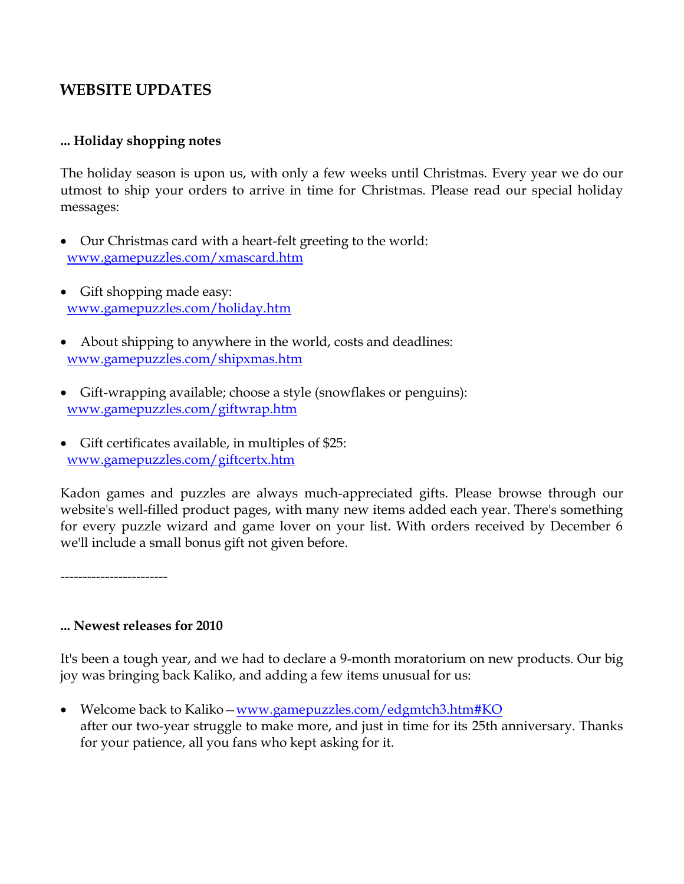## WEBSITE UPDATES

**... Holiday shopping notes**

The holiday season is upon us, with only a few weeks until Christmas. Every year we do our utmost to ship your orders to arrive in time for Christmas. Please read our special holiday messages:

- Our Christmas card with a heart-felt greeting to the world:
  www.gamepuzzles.com/xmascard.htm

- Gift shopping made easy:
  www.gamepuzzles.com/holiday.htm

- About shipping to anywhere in the world, costs and deadlines:
  www.gamepuzzles.com/shipxmas.htm

- Gift-wrapping available; choose a style (snowflakes or penguins):
  www.gamepuzzles.com/giftwrap.htm

- Gift certificates available, in multiples of $25:
  www.gamepuzzles.com/giftcertx.htm

Kadon games and puzzles are always much-appreciated gifts. Please browse through our website's well-filled product pages, with many new items added each year. There's something for every puzzle wizard and game lover on your list. With orders received by December 6 we'll include a small bonus gift not given before.

-----------------------

**... Newest releases for 2010**

It's been a tough year, and we had to declare a 9-month moratorium on new products. Our big joy was bringing back Kaliko, and adding a few items unusual for us:

- Welcome back to Kaliko—www.gamepuzzles.com/edgmtch3.htm#KO
  after our two-year struggle to make more, and just in time for its 25th anniversary. Thanks for your patience, all you fans who kept asking for it.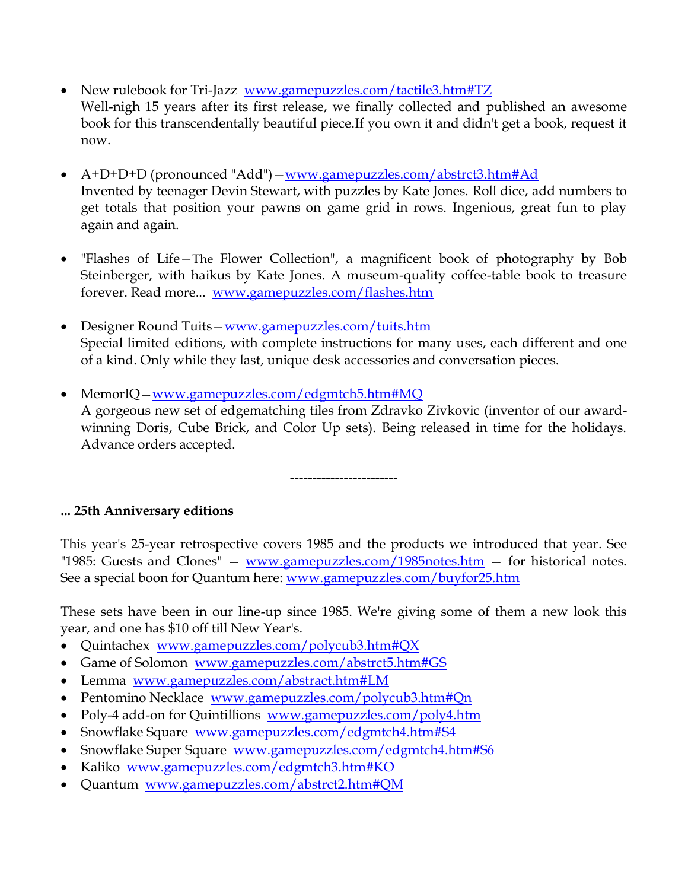- New rulebook for Tri-Jazz  www.gamepuzzles.com/tactile3.htm#TZ
  Well-nigh 15 years after its first release, we finally collected and published an awesome book for this transcendentally beautiful piece.If you own it and didn't get a book, request it now.

- A+D+D+D (pronounced "Add")—www.gamepuzzles.com/abstrct3.htm#Ad
  Invented by teenager Devin Stewart, with puzzles by Kate Jones. Roll dice, add numbers to get totals that position your pawns on game grid in rows. Ingenious, great fun to play again and again.

- "Flashes of Life—The Flower Collection", a magnificent book of photography by Bob Steinberger, with haikus by Kate Jones. A museum-quality coffee-table book to treasure forever. Read more...  www.gamepuzzles.com/flashes.htm

- Designer Round Tuits—www.gamepuzzles.com/tuits.htm
  Special limited editions, with complete instructions for many uses, each different and one of a kind. Only while they last, unique desk accessories and conversation pieces.

- MemorIQ—www.gamepuzzles.com/edgmtch5.htm#MQ
  A gorgeous new set of edgematching tiles from Zdravko Zivkovic (inventor of our award-winning Doris, Cube Brick, and Color Up sets). Being released in time for the holidays. Advance orders accepted.

------------------------

**... 25th Anniversary editions**

This year's 25-year retrospective covers 1985 and the products we introduced that year. See "1985: Guests and Clones" — www.gamepuzzles.com/1985notes.htm — for historical notes. See a special boon for Quantum here: www.gamepuzzles.com/buyfor25.htm

These sets have been in our line-up since 1985. We're giving some of them a new look this year, and one has $10 off till New Year's.

- Quintachex  www.gamepuzzles.com/polycub3.htm#QX
- Game of Solomon  www.gamepuzzles.com/abstrct5.htm#GS
- Lemma  www.gamepuzzles.com/abstract.htm#LM
- Pentomino Necklace  www.gamepuzzles.com/polycub3.htm#Qn
- Poly-4 add-on for Quintillions  www.gamepuzzles.com/poly4.htm
- Snowflake Square  www.gamepuzzles.com/edgmtch4.htm#S4
- Snowflake Super Square  www.gamepuzzles.com/edgmtch4.htm#S6
- Kaliko  www.gamepuzzles.com/edgmtch3.htm#KO
- Quantum  www.gamepuzzles.com/abstrct2.htm#QM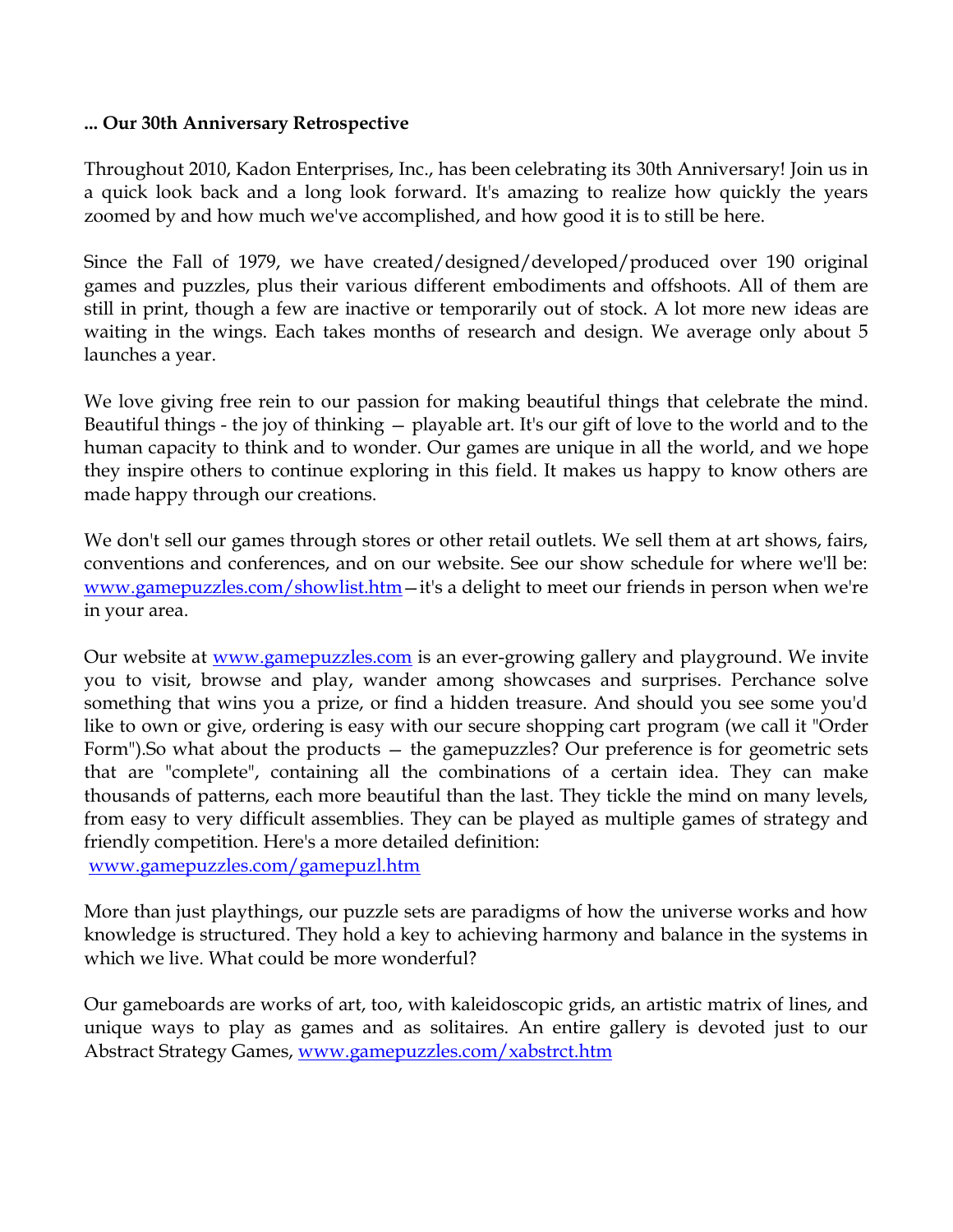**... Our 30th Anniversary Retrospective**

Throughout 2010, Kadon Enterprises, Inc., has been celebrating its 30th Anniversary! Join us in a quick look back and a long look forward. It's amazing to realize how quickly the years zoomed by and how much we've accomplished, and how good it is to still be here.

Since the Fall of 1979, we have created/designed/developed/produced over 190 original games and puzzles, plus their various different embodiments and offshoots. All of them are still in print, though a few are inactive or temporarily out of stock. A lot more new ideas are waiting in the wings. Each takes months of research and design. We average only about 5 launches a year.

We love giving free rein to our passion for making beautiful things that celebrate the mind. Beautiful things - the joy of thinking — playable art. It's our gift of love to the world and to the human capacity to think and to wonder. Our games are unique in all the world, and we hope they inspire others to continue exploring in this field. It makes us happy to know others are made happy through our creations.

We don't sell our games through stores or other retail outlets. We sell them at art shows, fairs, conventions and conferences, and on our website. See our show schedule for where we'll be: [www.gamepuzzles.com/showlist.htm](http://www.gamepuzzles.com/showlist.htm)—it's a delight to meet our friends in person when we're in your area.

Our website at [www.gamepuzzles.com](http://www.gamepuzzles.com) is an ever-growing gallery and playground. We invite you to visit, browse and play, wander among showcases and surprises. Perchance solve something that wins you a prize, or find a hidden treasure. And should you see some you'd like to own or give, ordering is easy with our secure shopping cart program (we call it "Order Form").So what about the products — the gamepuzzles? Our preference is for geometric sets that are "complete", containing all the combinations of a certain idea. They can make thousands of patterns, each more beautiful than the last. They tickle the mind on many levels, from easy to very difficult assemblies. They can be played as multiple games of strategy and friendly competition. Here's a more detailed definition:
[www.gamepuzzles.com/gamepuzl.htm](http://www.gamepuzzles.com/gamepuzl.htm)

More than just playthings, our puzzle sets are paradigms of how the universe works and how knowledge is structured. They hold a key to achieving harmony and balance in the systems in which we live. What could be more wonderful?

Our gameboards are works of art, too, with kaleidoscopic grids, an artistic matrix of lines, and unique ways to play as games and as solitaires. An entire gallery is devoted just to our Abstract Strategy Games, [www.gamepuzzles.com/xabstrct.htm](http://www.gamepuzzles.com/xabstrct.htm)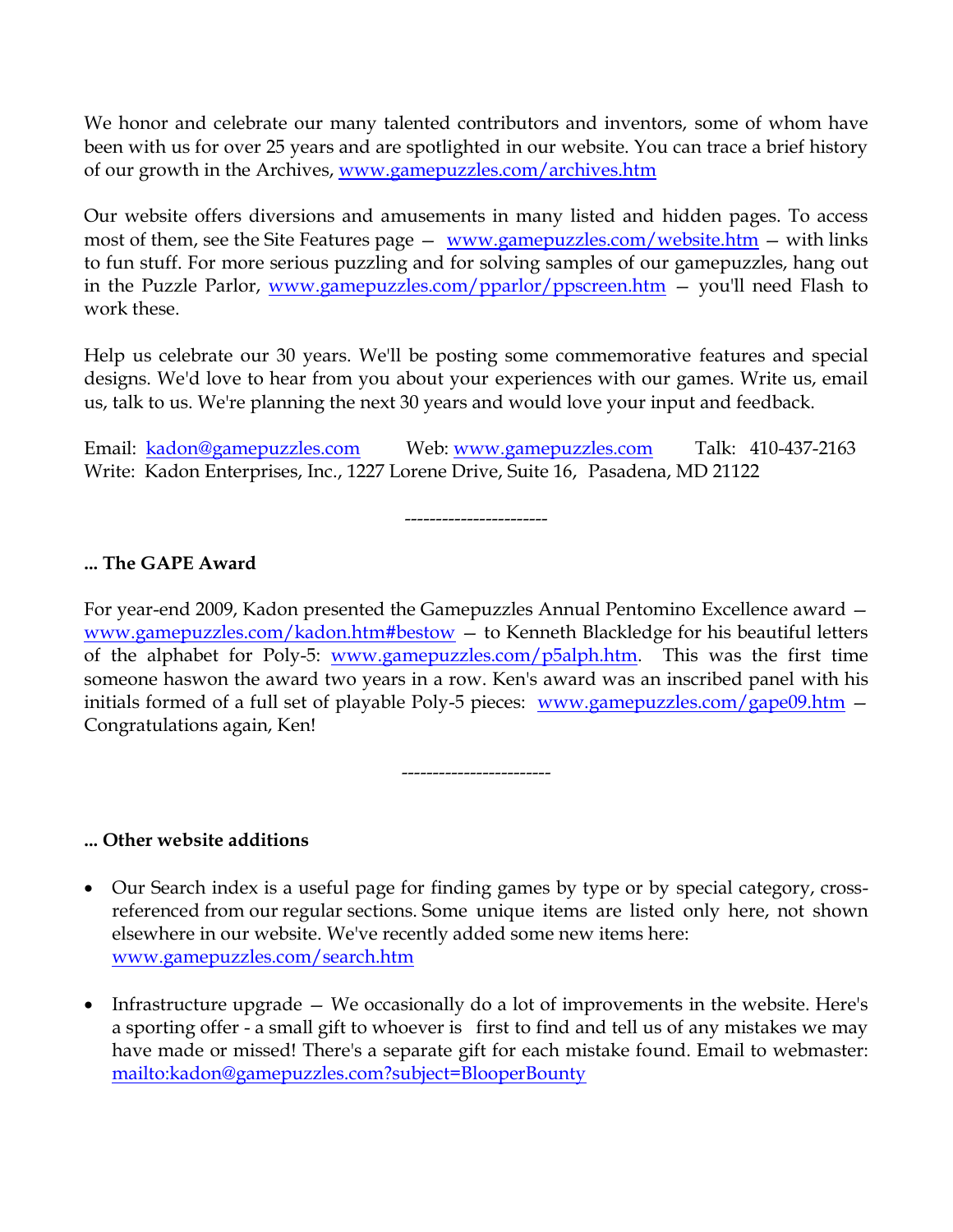We honor and celebrate our many talented contributors and inventors, some of whom have been with us for over 25 years and are spotlighted in our website. You can trace a brief history of our growth in the Archives, www.gamepuzzles.com/archives.htm

Our website offers diversions and amusements in many listed and hidden pages. To access most of them, see the Site Features page — www.gamepuzzles.com/website.htm — with links to fun stuff. For more serious puzzling and for solving samples of our gamepuzzles, hang out in the Puzzle Parlor, www.gamepuzzles.com/pparlor/ppscreen.htm — you'll need Flash to work these.

Help us celebrate our 30 years. We'll be posting some commemorative features and special designs. We'd love to hear from you about your experiences with our games. Write us, email us, talk to us. We're planning the next 30 years and would love your input and feedback.

Email: kadon@gamepuzzles.com Web: www.gamepuzzles.com Talk: 410-437-2163
Write: Kadon Enterprises, Inc., 1227 Lorene Drive, Suite 16, Pasadena, MD 21122

----------------------

**... The GAPE Award**

For year-end 2009, Kadon presented the Gamepuzzles Annual Pentomino Excellence award — www.gamepuzzles.com/kadon.htm#bestow — to Kenneth Blackledge for his beautiful letters of the alphabet for Poly-5: www.gamepuzzles.com/p5alph.htm. This was the first time someone haswon the award two years in a row. Ken's award was an inscribed panel with his initials formed of a full set of playable Poly-5 pieces: www.gamepuzzles.com/gape09.htm — Congratulations again, Ken!

-----------------------

**... Other website additions**

- Our Search index is a useful page for finding games by type or by special category, cross-referenced from our regular sections. Some unique items are listed only here, not shown elsewhere in our website. We've recently added some new items here: www.gamepuzzles.com/search.htm

- Infrastructure upgrade — We occasionally do a lot of improvements in the website. Here's a sporting offer - a small gift to whoever is first to find and tell us of any mistakes we may have made or missed! There's a separate gift for each mistake found. Email to webmaster: mailto:kadon@gamepuzzles.com?subject=BlooperBounty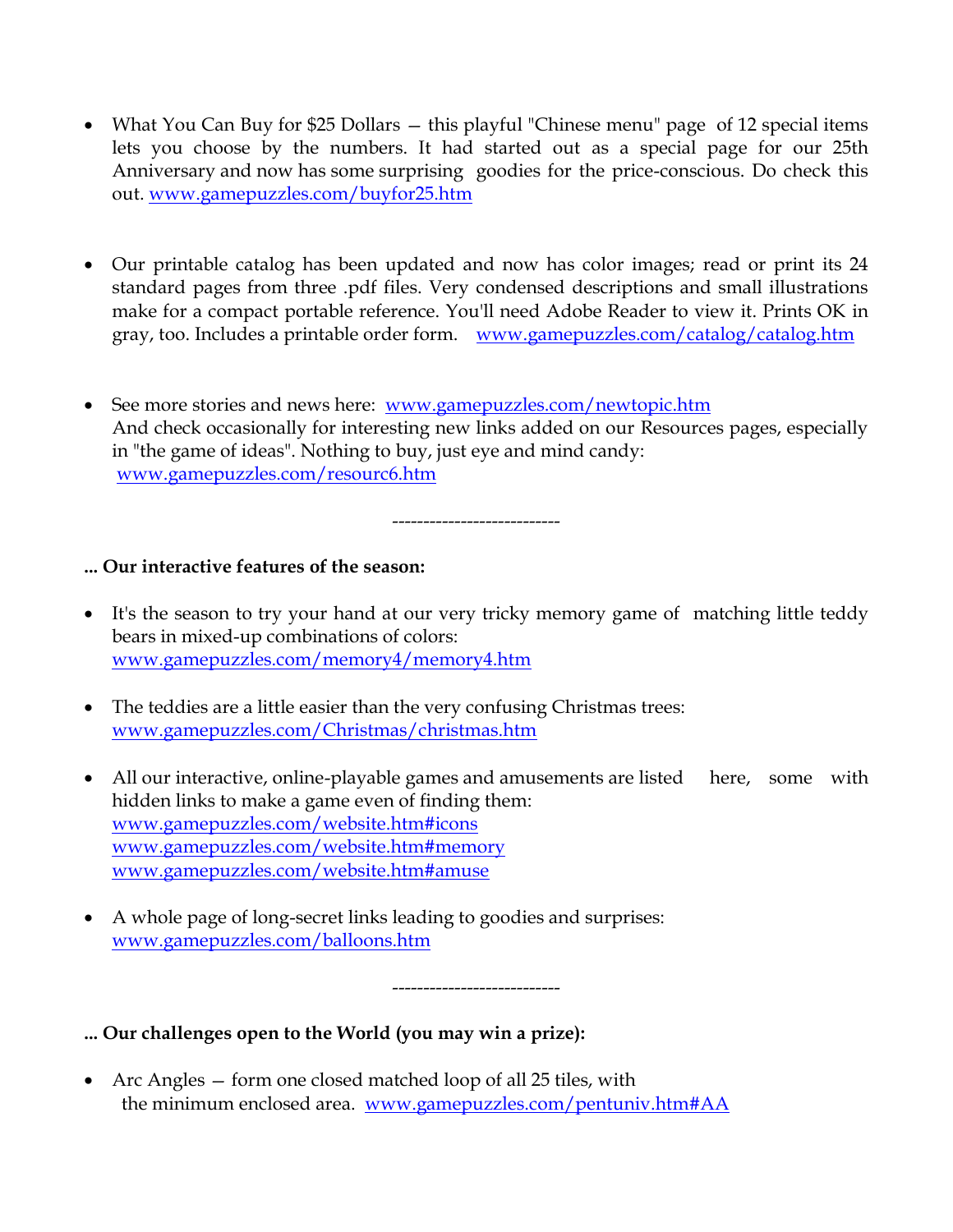- What You Can Buy for $25 Dollars — this playful "Chinese menu" page of 12 special items lets you choose by the numbers. It had started out as a special page for our 25th Anniversary and now has some surprising goodies for the price-conscious. Do check this out. www.gamepuzzles.com/buyfor25.htm

- Our printable catalog has been updated and now has color images; read or print its 24 standard pages from three .pdf files. Very condensed descriptions and small illustrations make for a compact portable reference. You'll need Adobe Reader to view it. Prints OK in gray, too. Includes a printable order form. www.gamepuzzles.com/catalog/catalog.htm

- See more stories and news here: www.gamepuzzles.com/newtopic.htm
  And check occasionally for interesting new links added on our Resources pages, especially in "the game of ideas". Nothing to buy, just eye and mind candy:
  www.gamepuzzles.com/resourc6.htm

---------------------------

**... Our interactive features of the season:**

- It's the season to try your hand at our very tricky memory game of matching little teddy bears in mixed-up combinations of colors:
  www.gamepuzzles.com/memory4/memory4.htm

- The teddies are a little easier than the very confusing Christmas trees:
  www.gamepuzzles.com/Christmas/christmas.htm

- All our interactive, online-playable games and amusements are listed here, some with hidden links to make a game even of finding them:
  www.gamepuzzles.com/website.htm#icons
  www.gamepuzzles.com/website.htm#memory
  www.gamepuzzles.com/website.htm#amuse

- A whole page of long-secret links leading to goodies and surprises:
  www.gamepuzzles.com/balloons.htm

---------------------------

**... Our challenges open to the World (you may win a prize):**

- Arc Angles — form one closed matched loop of all 25 tiles, with the minimum enclosed area. www.gamepuzzles.com/pentuniv.htm#AA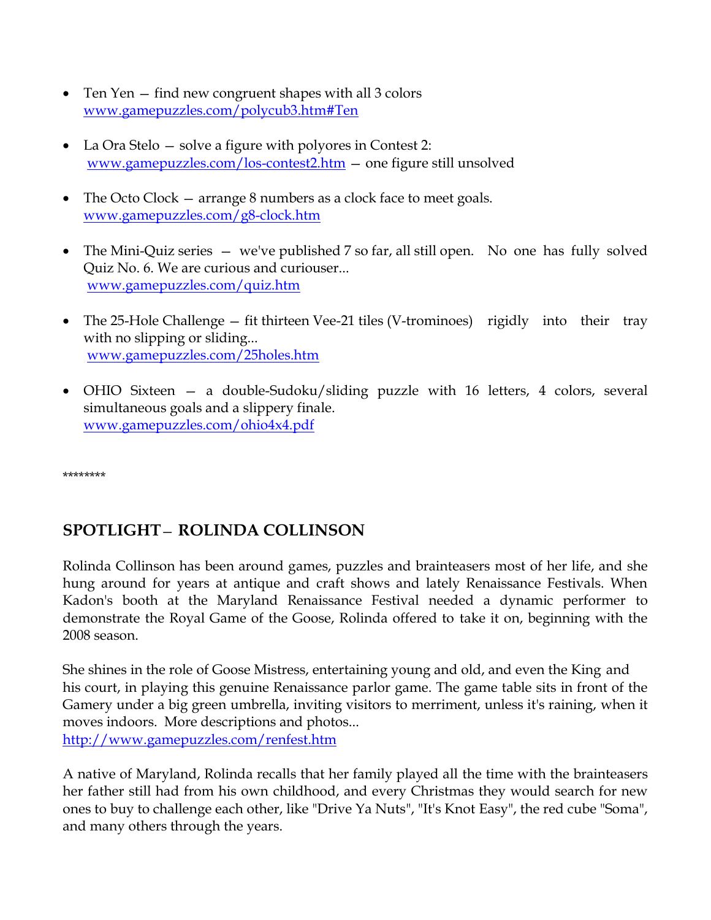- Ten Yen — find new congruent shapes with all 3 colors
  www.gamepuzzles.com/polycub3.htm#Ten

- La Ora Stelo — solve a figure with polyores in Contest 2:
  www.gamepuzzles.com/los-contest2.htm — one figure still unsolved

- The Octo Clock — arrange 8 numbers as a clock face to meet goals.
  www.gamepuzzles.com/g8-clock.htm

- The Mini-Quiz series — we've published 7 so far, all still open. No one has fully solved Quiz No. 6. We are curious and curiouser...
  www.gamepuzzles.com/quiz.htm

- The 25-Hole Challenge — fit thirteen Vee-21 tiles (V-trominoes) rigidly into their tray with no slipping or sliding...
  www.gamepuzzles.com/25holes.htm

- OHIO Sixteen — a double-Sudoku/sliding puzzle with 16 letters, 4 colors, several simultaneous goals and a slippery finale.
  www.gamepuzzles.com/ohio4x4.pdf

********

## SPOTLIGHT – ROLINDA COLLINSON

Rolinda Collinson has been around games, puzzles and brainteasers most of her life, and she hung around for years at antique and craft shows and lately Renaissance Festivals. When Kadon's booth at the Maryland Renaissance Festival needed a dynamic performer to demonstrate the Royal Game of the Goose, Rolinda offered to take it on, beginning with the 2008 season.

She shines in the role of Goose Mistress, entertaining young and old, and even the King and his court, in playing this genuine Renaissance parlor game. The game table sits in front of the Gamery under a big green umbrella, inviting visitors to merriment, unless it's raining, when it moves indoors. More descriptions and photos...
http://www.gamepuzzles.com/renfest.htm

A native of Maryland, Rolinda recalls that her family played all the time with the brainteasers her father still had from his own childhood, and every Christmas they would search for new ones to buy to challenge each other, like "Drive Ya Nuts", "It's Knot Easy", the red cube "Soma", and many others through the years.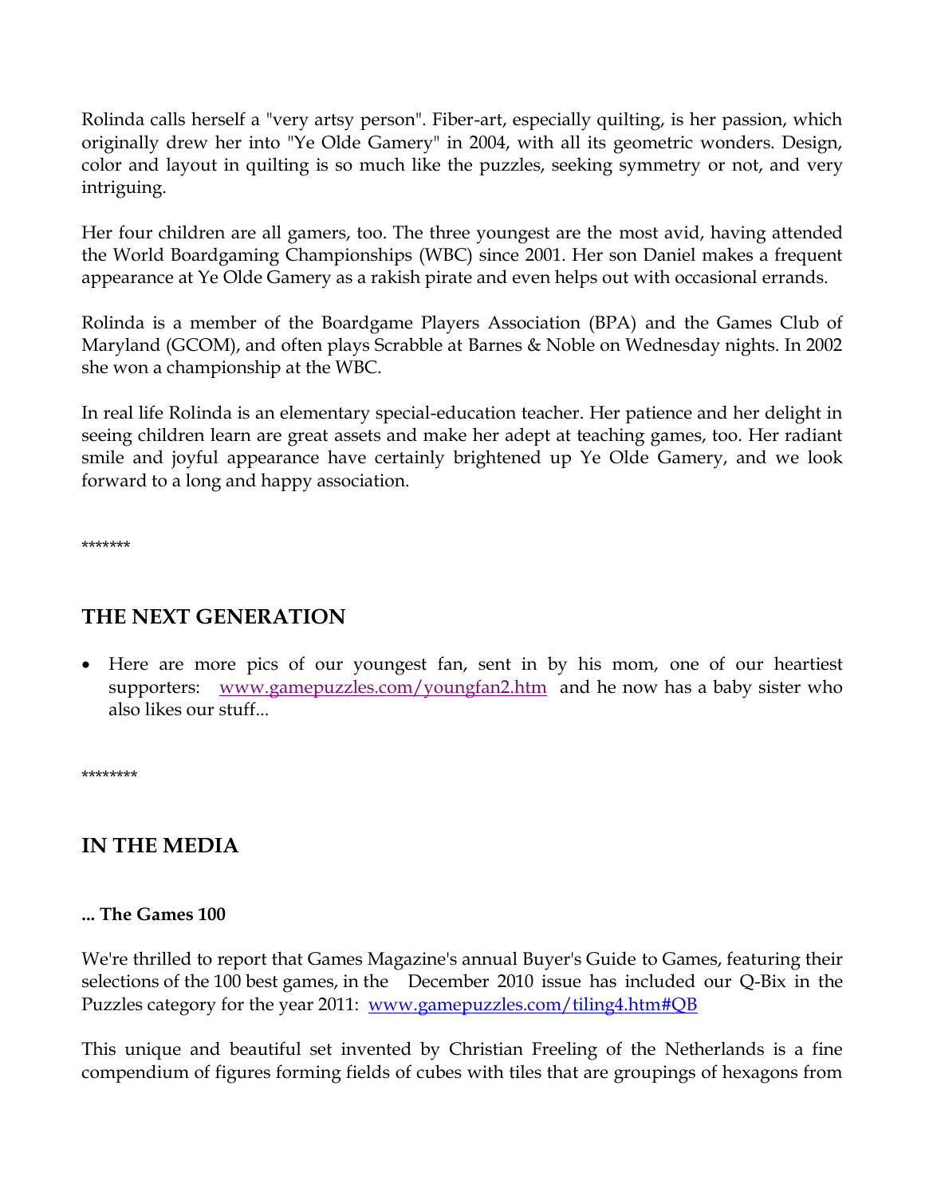Rolinda calls herself a "very artsy person". Fiber-art, especially quilting, is her passion, which originally drew her into "Ye Olde Gamery" in 2004, with all its geometric wonders. Design, color and layout in quilting is so much like the puzzles, seeking symmetry or not, and very intriguing.

Her four children are all gamers, too. The three youngest are the most avid, having attended the World Boardgaming Championships (WBC) since 2001. Her son Daniel makes a frequent appearance at Ye Olde Gamery as a rakish pirate and even helps out with occasional errands.

Rolinda is a member of the Boardgame Players Association (BPA) and the Games Club of Maryland (GCOM), and often plays Scrabble at Barnes & Noble on Wednesday nights. In 2002 she won a championship at the WBC.

In real life Rolinda is an elementary special-education teacher. Her patience and her delight in seeing children learn are great assets and make her adept at teaching games, too. Her radiant smile and joyful appearance have certainly brightened up Ye Olde Gamery, and we look forward to a long and happy association.

*******

## THE NEXT GENERATION

- Here are more pics of our youngest fan, sent in by his mom, one of our heartiest supporters: [www.gamepuzzles.com/youngfan2.htm](www.gamepuzzles.com/youngfan2.htm) and he now has a baby sister who also likes our stuff...

********

## IN THE MEDIA

**... The Games 100**

We're thrilled to report that Games Magazine's annual Buyer's Guide to Games, featuring their selections of the 100 best games, in the December 2010 issue has included our Q-Bix in the Puzzles category for the year 2011: [www.gamepuzzles.com/tiling4.htm#QB](www.gamepuzzles.com/tiling4.htm#QB)

This unique and beautiful set invented by Christian Freeling of the Netherlands is a fine compendium of figures forming fields of cubes with tiles that are groupings of hexagons from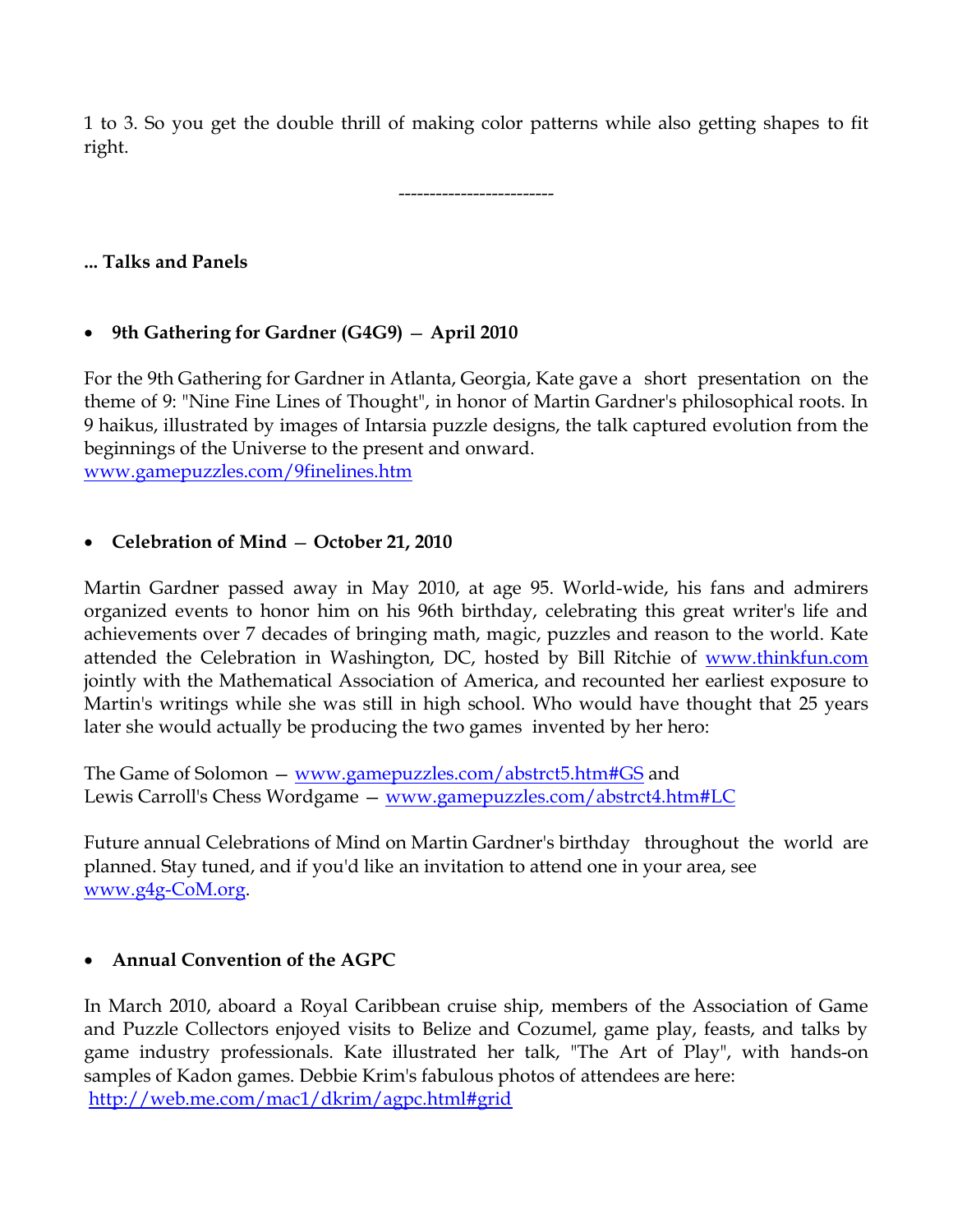1 to 3. So you get the double thrill of making color patterns while also getting shapes to fit right.

------------------------

**... Talks and Panels**

- **9th Gathering for Gardner (G4G9) — April 2010**

For the 9th Gathering for Gardner in Atlanta, Georgia, Kate gave a short presentation on the theme of 9: "Nine Fine Lines of Thought", in honor of Martin Gardner's philosophical roots. In 9 haikus, illustrated by images of Intarsia puzzle designs, the talk captured evolution from the beginnings of the Universe to the present and onward.
www.gamepuzzles.com/9finelines.htm

- **Celebration of Mind — October 21, 2010**

Martin Gardner passed away in May 2010, at age 95. World-wide, his fans and admirers organized events to honor him on his 96th birthday, celebrating this great writer's life and achievements over 7 decades of bringing math, magic, puzzles and reason to the world. Kate attended the Celebration in Washington, DC, hosted by Bill Ritchie of www.thinkfun.com jointly with the Mathematical Association of America, and recounted her earliest exposure to Martin's writings while she was still in high school. Who would have thought that 25 years later she would actually be producing the two games invented by her hero:

The Game of Solomon — www.gamepuzzles.com/abstrct5.htm#GS and
Lewis Carroll's Chess Wordgame — www.gamepuzzles.com/abstrct4.htm#LC

Future annual Celebrations of Mind on Martin Gardner's birthday throughout the world are planned. Stay tuned, and if you'd like an invitation to attend one in your area, see www.g4g-CoM.org.

- **Annual Convention of the AGPC**

In March 2010, aboard a Royal Caribbean cruise ship, members of the Association of Game and Puzzle Collectors enjoyed visits to Belize and Cozumel, game play, feasts, and talks by game industry professionals. Kate illustrated her talk, "The Art of Play", with hands-on samples of Kadon games. Debbie Krim's fabulous photos of attendees are here:
http://web.me.com/mac1/dkrim/agpc.html#grid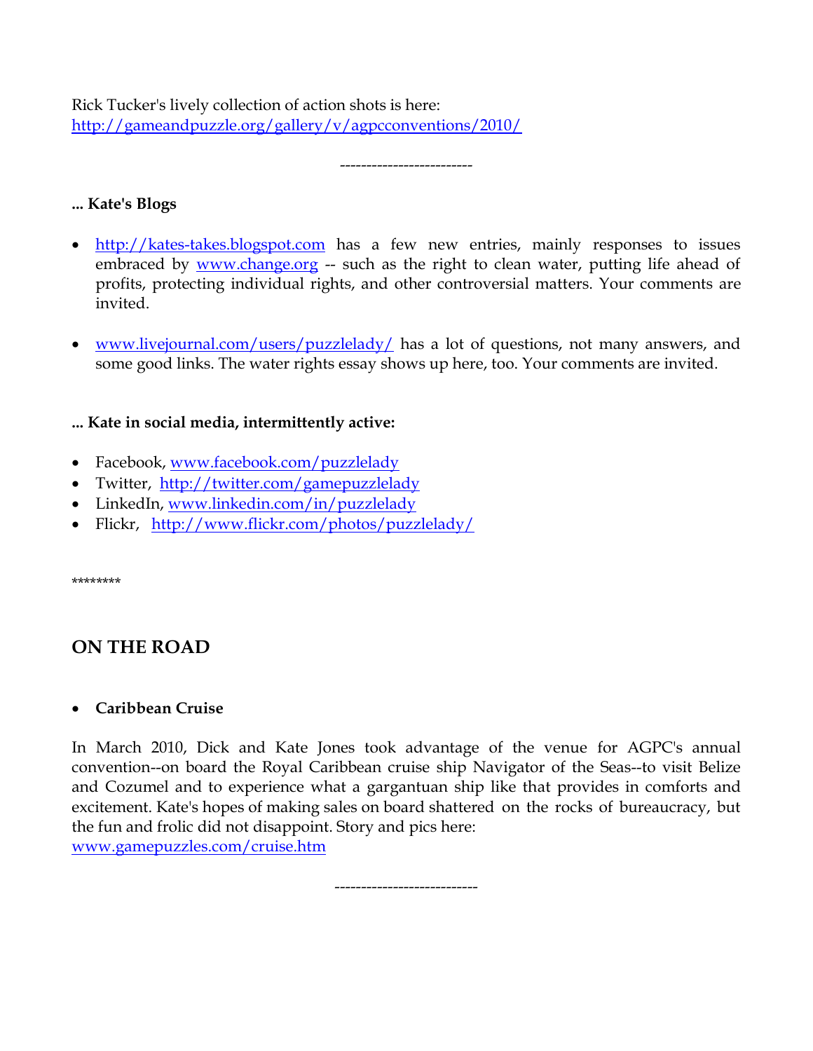Rick Tucker's lively collection of action shots is here:
http://gameandpuzzle.org/gallery/v/agpcconventions/2010/

------------------------

**... Kate's Blogs**

- http://kates-takes.blogspot.com has a few new entries, mainly responses to issues embraced by www.change.org -- such as the right to clean water, putting life ahead of profits, protecting individual rights, and other controversial matters. Your comments are invited.

- www.livejournal.com/users/puzzlelady/ has a lot of questions, not many answers, and some good links. The water rights essay shows up here, too. Your comments are invited.

**... Kate in social media, intermittently active:**

- Facebook, www.facebook.com/puzzlelady
- Twitter, http://twitter.com/gamepuzzlelady
- LinkedIn, www.linkedin.com/in/puzzlelady
- Flickr, http://www.flickr.com/photos/puzzlelady/

********

## ON THE ROAD

- **Caribbean Cruise**

In March 2010, Dick and Kate Jones took advantage of the venue for AGPC's annual convention--on board the Royal Caribbean cruise ship Navigator of the Seas--to visit Belize and Cozumel and to experience what a gargantuan ship like that provides in comforts and excitement. Kate's hopes of making sales on board shattered on the rocks of bureaucracy, but the fun and frolic did not disappoint. Story and pics here:
www.gamepuzzles.com/cruise.htm

--------------------------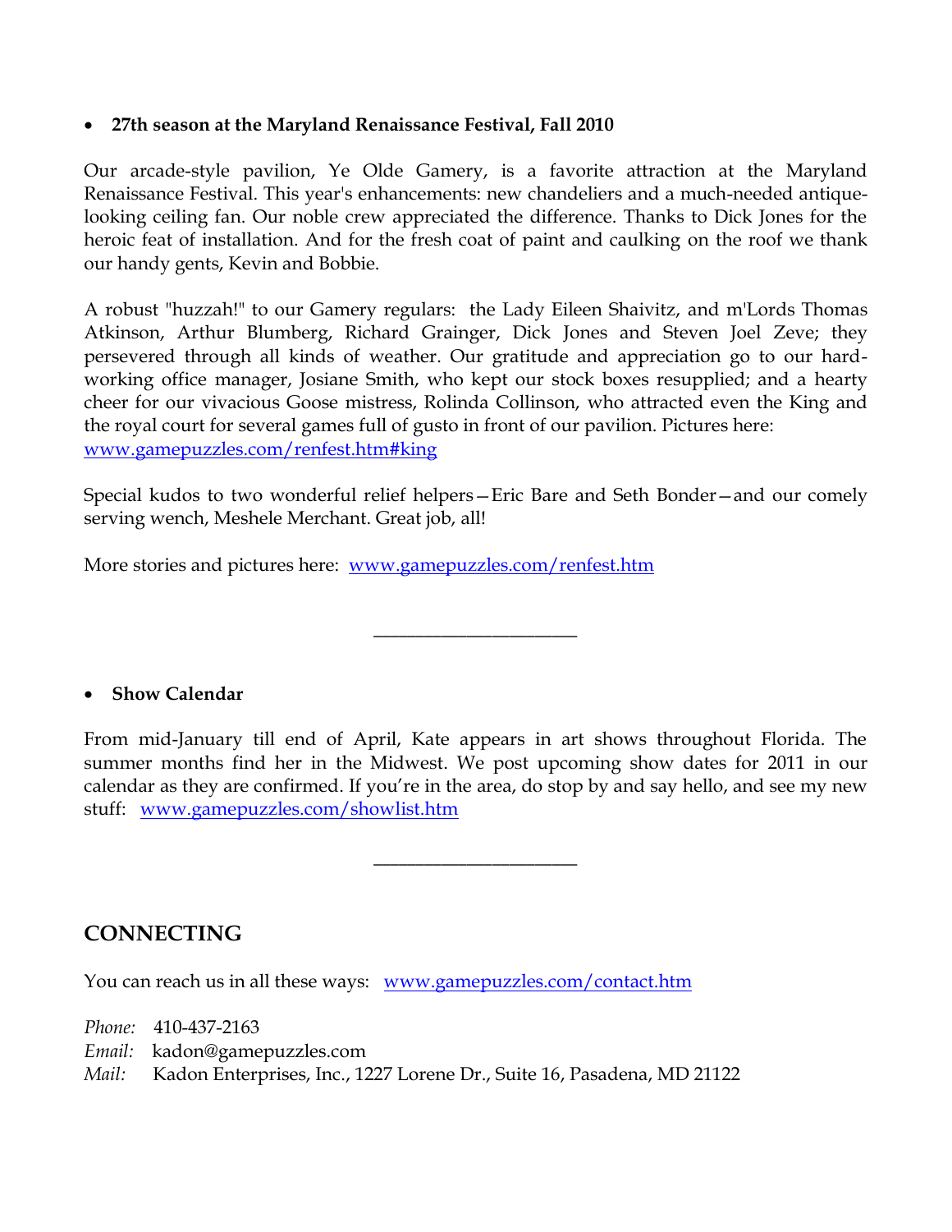- **27th season at the Maryland Renaissance Festival, Fall 2010**

Our arcade-style pavilion, Ye Olde Gamery, is a favorite attraction at the Maryland Renaissance Festival. This year's enhancements: new chandeliers and a much-needed antique-looking ceiling fan. Our noble crew appreciated the difference. Thanks to Dick Jones for the heroic feat of installation. And for the fresh coat of paint and caulking on the roof we thank our handy gents, Kevin and Bobbie.

A robust "huzzah!" to our Gamery regulars: the Lady Eileen Shaivitz, and m'Lords Thomas Atkinson, Arthur Blumberg, Richard Grainger, Dick Jones and Steven Joel Zeve; they persevered through all kinds of weather. Our gratitude and appreciation go to our hard-working office manager, Josiane Smith, who kept our stock boxes resupplied; and a hearty cheer for our vivacious Goose mistress, Rolinda Collinson, who attracted even the King and the royal court for several games full of gusto in front of our pavilion. Pictures here: www.gamepuzzles.com/renfest.htm#king

Special kudos to two wonderful relief helpers—Eric Bare and Seth Bonder—and our comely serving wench, Meshele Merchant. Great job, all!

More stories and pictures here: www.gamepuzzles.com/renfest.htm

---

- **Show Calendar**

From mid-January till end of April, Kate appears in art shows throughout Florida. The summer months find her in the Midwest. We post upcoming show dates for 2011 in our calendar as they are confirmed. If you're in the area, do stop by and say hello, and see my new stuff: www.gamepuzzles.com/showlist.htm

---

## CONNECTING

You can reach us in all these ways: www.gamepuzzles.com/contact.htm

*Phone:* 410-437-2163
*Email:* kadon@gamepuzzles.com
*Mail:* Kadon Enterprises, Inc., 1227 Lorene Dr., Suite 16, Pasadena, MD 21122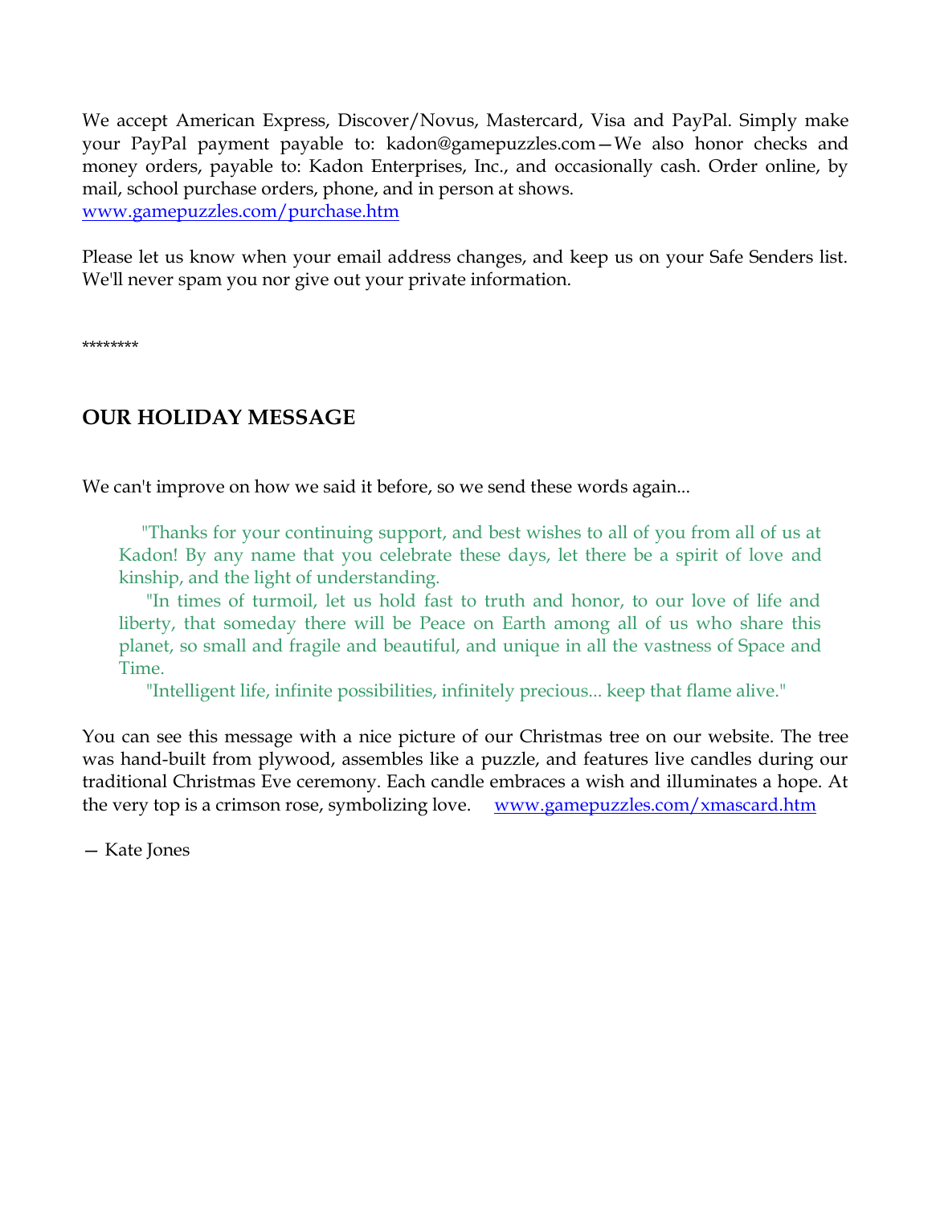We accept American Express, Discover/Novus, Mastercard, Visa and PayPal. Simply make your PayPal payment payable to: kadon@gamepuzzles.com—We also honor checks and money orders, payable to: Kadon Enterprises, Inc., and occasionally cash. Order online, by mail, school purchase orders, phone, and in person at shows.
[www.gamepuzzles.com/purchase.htm](www.gamepuzzles.com/purchase.htm)

Please let us know when your email address changes, and keep us on your Safe Senders list. We'll never spam you nor give out your private information.

********

## OUR HOLIDAY MESSAGE

We can't improve on how we said it before, so we send these words again...

> "Thanks for your continuing support, and best wishes to all of you from all of us at Kadon! By any name that you celebrate these days, let there be a spirit of love and kinship, and the light of understanding.
>
> "In times of turmoil, let us hold fast to truth and honor, to our love of life and liberty, that someday there will be Peace on Earth among all of us who share this planet, so small and fragile and beautiful, and unique in all the vastness of Space and Time.
>
> "Intelligent life, infinite possibilities, infinitely precious... keep that flame alive."

You can see this message with a nice picture of our Christmas tree on our website. The tree was hand-built from plywood, assembles like a puzzle, and features live candles during our traditional Christmas Eve ceremony. Each candle embraces a wish and illuminates a hope. At the very top is a crimson rose, symbolizing love. [www.gamepuzzles.com/xmascard.htm](www.gamepuzzles.com/xmascard.htm)

— Kate Jones